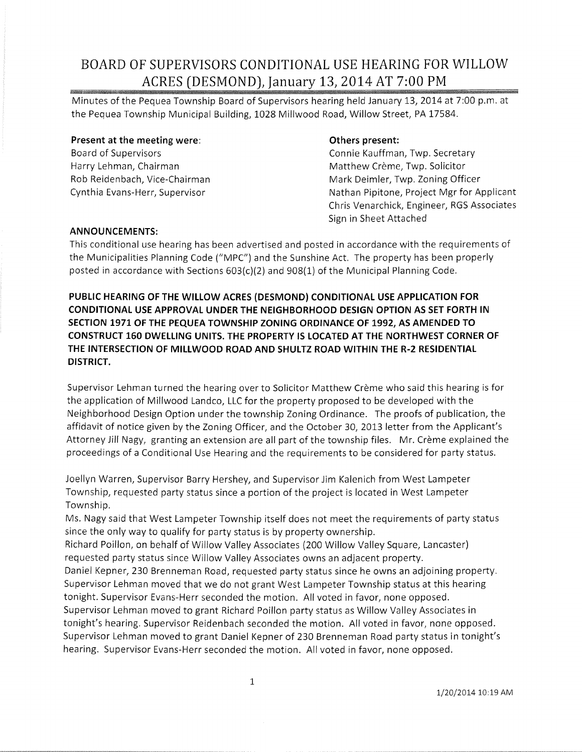# BOARD OF SUPERVISORS CONDITIONAL USE HEARING FOR WILLOW ACRES (DESMOND), January 13, 2014 AT 7:00 PM

Minutes of the Pequea Township Board of Supervisors hearing held January 13, 2014 at 7:00 p.m. at the Pequea Township Municipal Building, 1028 Millwood Road, Willow Street, PA 17584.

**Present at the meeting were:**
Board of Supervisors
Harry Lehman, Chairman
Rob Reidenbach, Vice-Chairman
Cynthia Evans-Herr, Supervisor

**Others present:**
Connie Kauffman, Twp. Secretary
Matthew Crème, Twp. Solicitor
Mark Deimler, Twp. Zoning Officer
Nathan Pipitone, Project Mgr for Applicant
Chris Venarchick, Engineer, RGS Associates
Sign in Sheet Attached

**ANNOUNCEMENTS:**

This conditional use hearing has been advertised and posted in accordance with the requirements of the Municipalities Planning Code ("MPC") and the Sunshine Act. The property has been properly posted in accordance with Sections 603(c)(2) and 908(1) of the Municipal Planning Code.

**PUBLIC HEARING OF THE WILLOW ACRES (DESMOND) CONDITIONAL USE APPLICATION FOR CONDITIONAL USE APPROVAL UNDER THE NEIGHBORHOOD DESIGN OPTION AS SET FORTH IN SECTION 1971 OF THE PEQUEA TOWNSHIP ZONING ORDINANCE OF 1992, AS AMENDED TO CONSTRUCT 160 DWELLING UNITS. THE PROPERTY IS LOCATED AT THE NORTHWEST CORNER OF THE INTERSECTION OF MILLWOOD ROAD AND SHULTZ ROAD WITHIN THE R-2 RESIDENTIAL DISTRICT.**

Supervisor Lehman turned the hearing over to Solicitor Matthew Crème who said this hearing is for the application of Millwood Landco, LLC for the property proposed to be developed with the Neighborhood Design Option under the township Zoning Ordinance. The proofs of publication, the affidavit of notice given by the Zoning Officer, and the October 30, 2013 letter from the Applicant's Attorney Jill Nagy, granting an extension are all part of the township files. Mr. Crème explained the proceedings of a Conditional Use Hearing and the requirements to be considered for party status.

Joellyn Warren, Supervisor Barry Hershey, and Supervisor Jim Kalenich from West Lampeter Township, requested party status since a portion of the project is located in West Lampeter Township.

Ms. Nagy said that West Lampeter Township itself does not meet the requirements of party status since the only way to qualify for party status is by property ownership.

Richard Poillon, on behalf of Willow Valley Associates (200 Willow Valley Square, Lancaster) requested party status since Willow Valley Associates owns an adjacent property.

Daniel Kepner, 230 Brenneman Road, requested party status since he owns an adjoining property.

Supervisor Lehman moved that we do not grant West Lampeter Township status at this hearing tonight. Supervisor Evans-Herr seconded the motion. All voted in favor, none opposed.

Supervisor Lehman moved to grant Richard Poillon party status as Willow Valley Associates in tonight's hearing. Supervisor Reidenbach seconded the motion. All voted in favor, none opposed.

Supervisor Lehman moved to grant Daniel Kepner of 230 Brenneman Road party status in tonight's hearing. Supervisor Evans-Herr seconded the motion. All voted in favor, none opposed.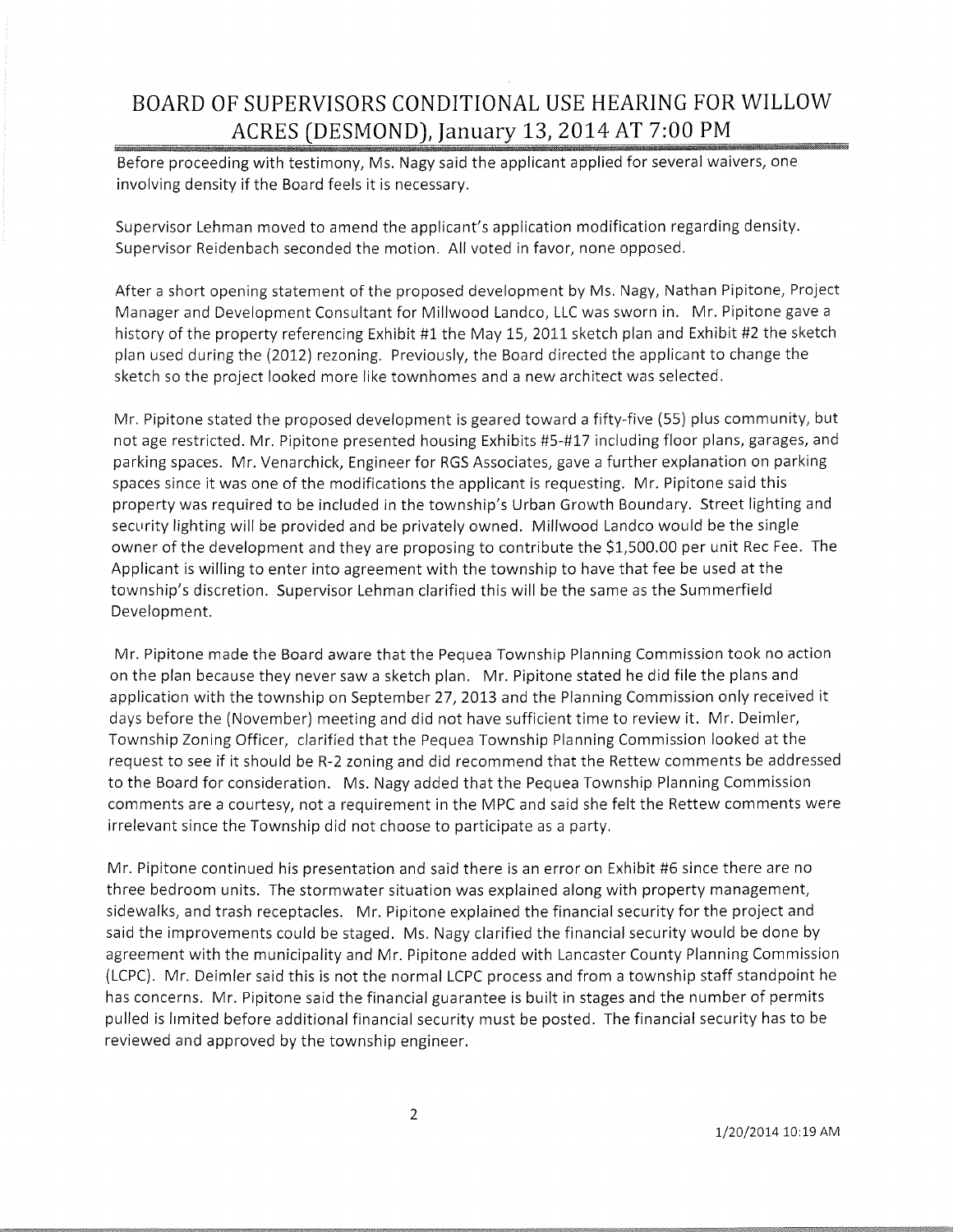Before proceeding with testimony, Ms. Nagy said the applicant applied for several waivers, one involving density if the Board feels it is necessary.

Supervisor Lehman moved to amend the applicant's application modification regarding density. Supervisor Reidenbach seconded the motion. All voted in favor, none opposed.

After a short opening statement of the proposed development by Ms. Nagy, Nathan Pipitone, Project Manager and Development Consultant for Millwood Landco, LLC was sworn in. Mr. Pipitone gave a history of the property referencing Exhibit #1 the May 15, 2011 sketch plan and Exhibit #2 the sketch plan used during the (2012) rezoning. Previously, the Board directed the applicant to change the sketch so the project looked more like townhomes and a new architect was selected.

Mr. Pipitone stated the proposed development is geared toward a fifty-five (55) plus community, but not age restricted. Mr. Pipitone presented housing Exhibits #5-#17 including floor plans, garages, and parking spaces. Mr. Venarchick, Engineer for RGS Associates, gave a further explanation on parking spaces since it was one of the modifications the applicant is requesting. Mr. Pipitone said this property was required to be included in the township's Urban Growth Boundary. Street lighting and security lighting will be provided and be privately owned. Millwood Landco would be the single owner of the development and they are proposing to contribute the $1,500.00 per unit Rec Fee. The Applicant is willing to enter into agreement with the township to have that fee be used at the township's discretion. Supervisor Lehman clarified this will be the same as the Summerfield Development.

Mr. Pipitone made the Board aware that the Pequea Township Planning Commission took no action on the plan because they never saw a sketch plan. Mr. Pipitone stated he did file the plans and application with the township on September 27, 2013 and the Planning Commission only received it days before the (November) meeting and did not have sufficient time to review it. Mr. Deimler, Township Zoning Officer, clarified that the Pequea Township Planning Commission looked at the request to see if it should be R-2 zoning and did recommend that the Rettew comments be addressed to the Board for consideration. Ms. Nagy added that the Pequea Township Planning Commission comments are a courtesy, not a requirement in the MPC and said she felt the Rettew comments were irrelevant since the Township did not choose to participate as a party.

Mr. Pipitone continued his presentation and said there is an error on Exhibit #6 since there are no three bedroom units. The stormwater situation was explained along with property management, sidewalks, and trash receptacles. Mr. Pipitone explained the financial security for the project and said the improvements could be staged. Ms. Nagy clarified the financial security would be done by agreement with the municipality and Mr. Pipitone added with Lancaster County Planning Commission (LCPC). Mr. Deimler said this is not the normal LCPC process and from a township staff standpoint he has concerns. Mr. Pipitone said the financial guarantee is built in stages and the number of permits pulled is limited before additional financial security must be posted. The financial security has to be reviewed and approved by the township engineer.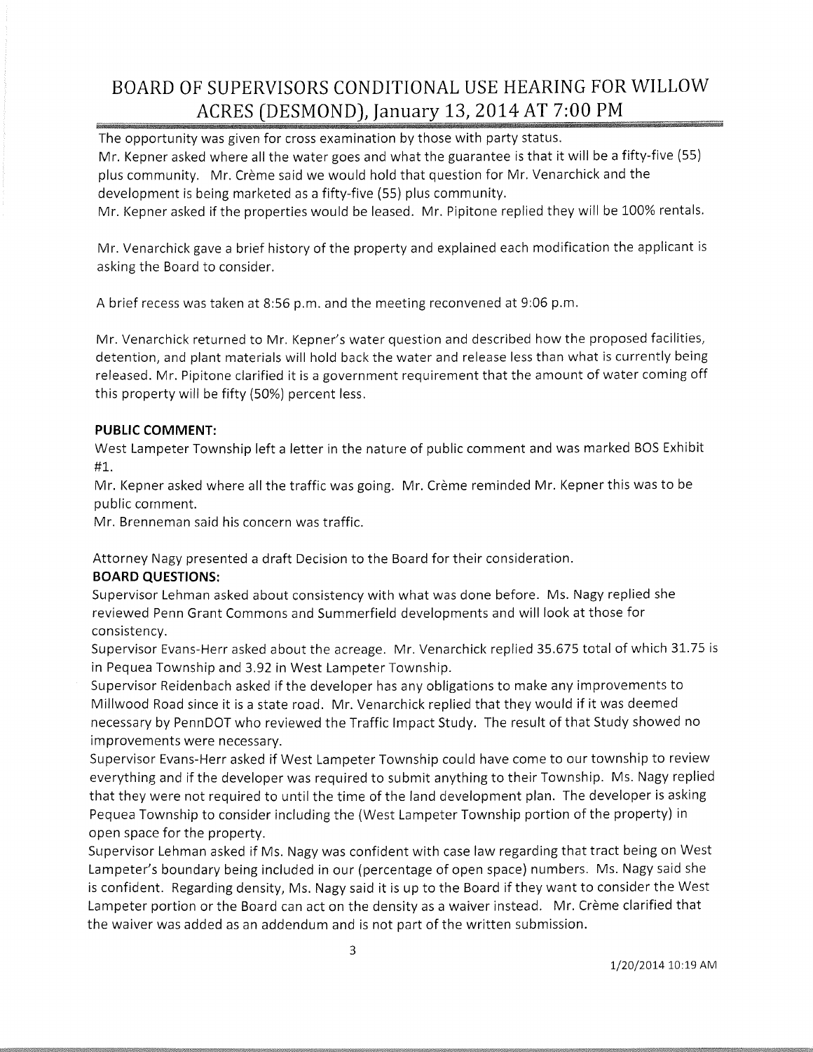# BOARD OF SUPERVISORS CONDITIONAL USE HEARING FOR WILLOW ACRES (DESMOND), January 13, 2014 AT 7:00 PM

The opportunity was given for cross examination by those with party status.

Mr. Kepner asked where all the water goes and what the guarantee is that it will be a fifty-five (55) plus community. Mr. Crème said we would hold that question for Mr. Venarchick and the development is being marketed as a fifty-five (55) plus community.

Mr. Kepner asked if the properties would be leased. Mr. Pipitone replied they will be 100% rentals.

Mr. Venarchick gave a brief history of the property and explained each modification the applicant is asking the Board to consider.

A brief recess was taken at 8:56 p.m. and the meeting reconvened at 9:06 p.m.

Mr. Venarchick returned to Mr. Kepner's water question and described how the proposed facilities, detention, and plant materials will hold back the water and release less than what is currently being released. Mr. Pipitone clarified it is a government requirement that the amount of water coming off this property will be fifty (50%) percent less.

**PUBLIC COMMENT:**

West Lampeter Township left a letter in the nature of public comment and was marked BOS Exhibit #1.

Mr. Kepner asked where all the traffic was going. Mr. Crème reminded Mr. Kepner this was to be public comment.

Mr. Brenneman said his concern was traffic.

Attorney Nagy presented a draft Decision to the Board for their consideration.

**BOARD QUESTIONS:**

Supervisor Lehman asked about consistency with what was done before. Ms. Nagy replied she reviewed Penn Grant Commons and Summerfield developments and will look at those for consistency.

Supervisor Evans-Herr asked about the acreage. Mr. Venarchick replied 35.675 total of which 31.75 is in Pequea Township and 3.92 in West Lampeter Township.

Supervisor Reidenbach asked if the developer has any obligations to make any improvements to Millwood Road since it is a state road. Mr. Venarchick replied that they would if it was deemed necessary by PennDOT who reviewed the Traffic Impact Study. The result of that Study showed no improvements were necessary.

Supervisor Evans-Herr asked if West Lampeter Township could have come to our township to review everything and if the developer was required to submit anything to their Township. Ms. Nagy replied that they were not required to until the time of the land development plan. The developer is asking Pequea Township to consider including the (West Lampeter Township portion of the property) in open space for the property.

Supervisor Lehman asked if Ms. Nagy was confident with case law regarding that tract being on West Lampeter's boundary being included in our (percentage of open space) numbers. Ms. Nagy said she is confident. Regarding density, Ms. Nagy said it is up to the Board if they want to consider the West Lampeter portion or the Board can act on the density as a waiver instead. Mr. Crème clarified that the waiver was added as an addendum and is not part of the written submission.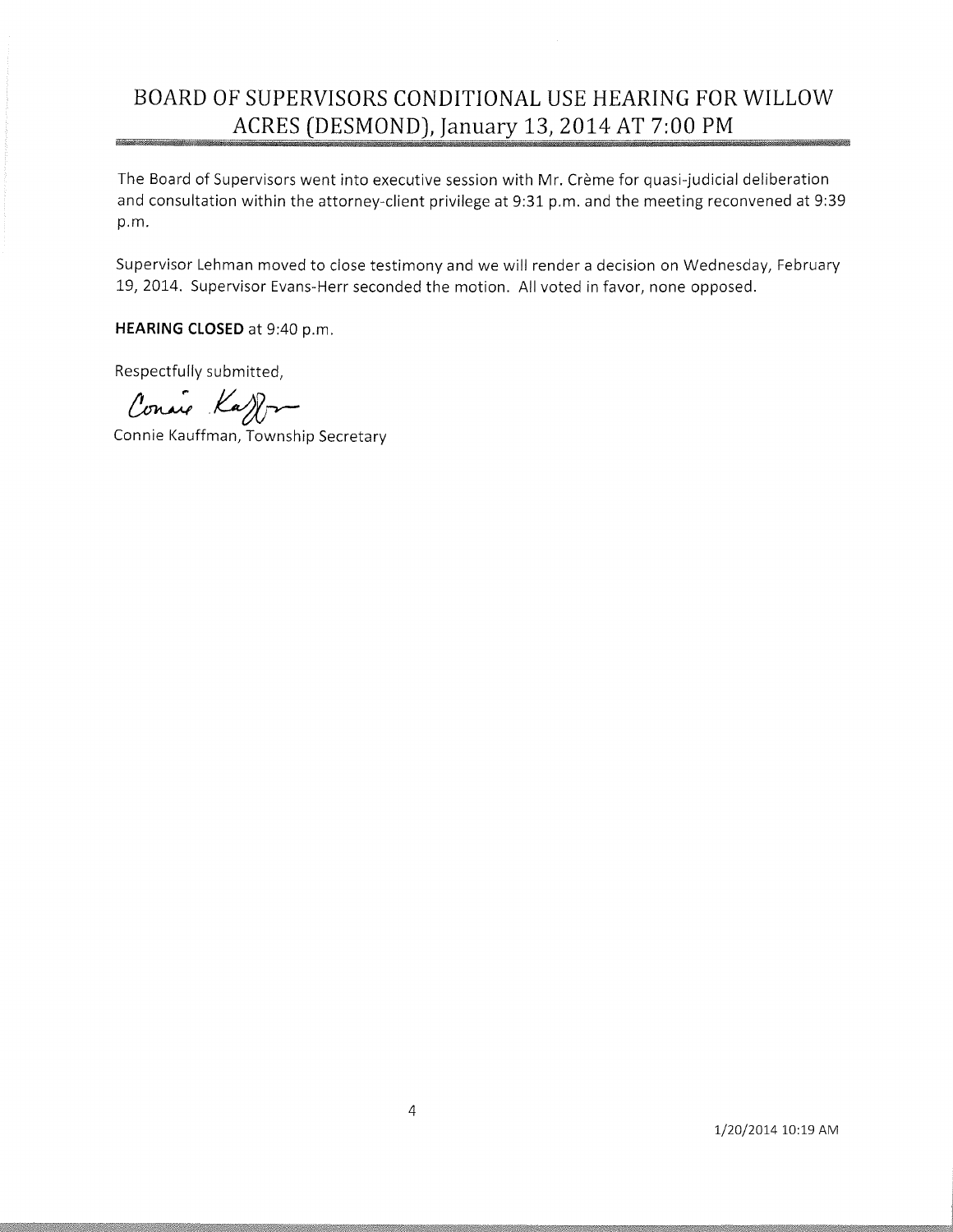# BOARD OF SUPERVISORS CONDITIONAL USE HEARING FOR WILLOW ACRES (DESMOND), January 13, 2014 AT 7:00 PM

The Board of Supervisors went into executive session with Mr. Crème for quasi-judicial deliberation and consultation within the attorney-client privilege at 9:31 p.m. and the meeting reconvened at 9:39 p.m.

Supervisor Lehman moved to close testimony and we will render a decision on Wednesday, February 19, 2014. Supervisor Evans-Herr seconded the motion. All voted in favor, none opposed.

**HEARING CLOSED** at 9:40 p.m.

Respectfully submitted,

Connie Kauffman

Connie Kauffman, Township Secretary

1/20/2014 10:19 AM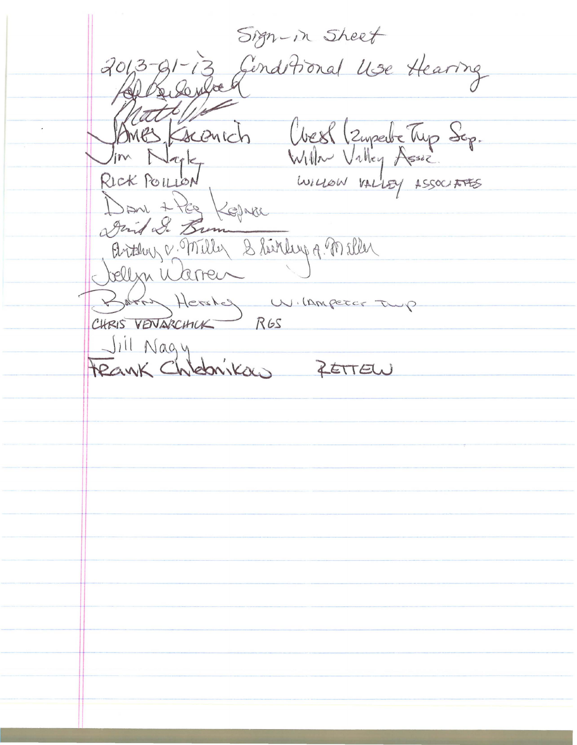# Sign-in Sheet

2013-01-13 Conditional Use Hearing

| | |
|---|---|
| Jeff Bradenbach | |
| Matt | |
| James Kacenich | West Lampeter Twp Sup. |
| Jim Nagy | Willow Valley Assoc. |
| RICK POILLON | WILLOW VALLEY ASSOCIATES |
| Dan + Peg Kepner | |
| David S. Brum | |
| Arthur C. Miller & Shirley A. Miller | |
| Jellyn Warren | |
| Barry Hershey | W. Lampeter Twp |
| CHRIS VENARCHICK | RGS |
| Jill Nagy | |
| FRANK Chlebnikow | RETTEW |